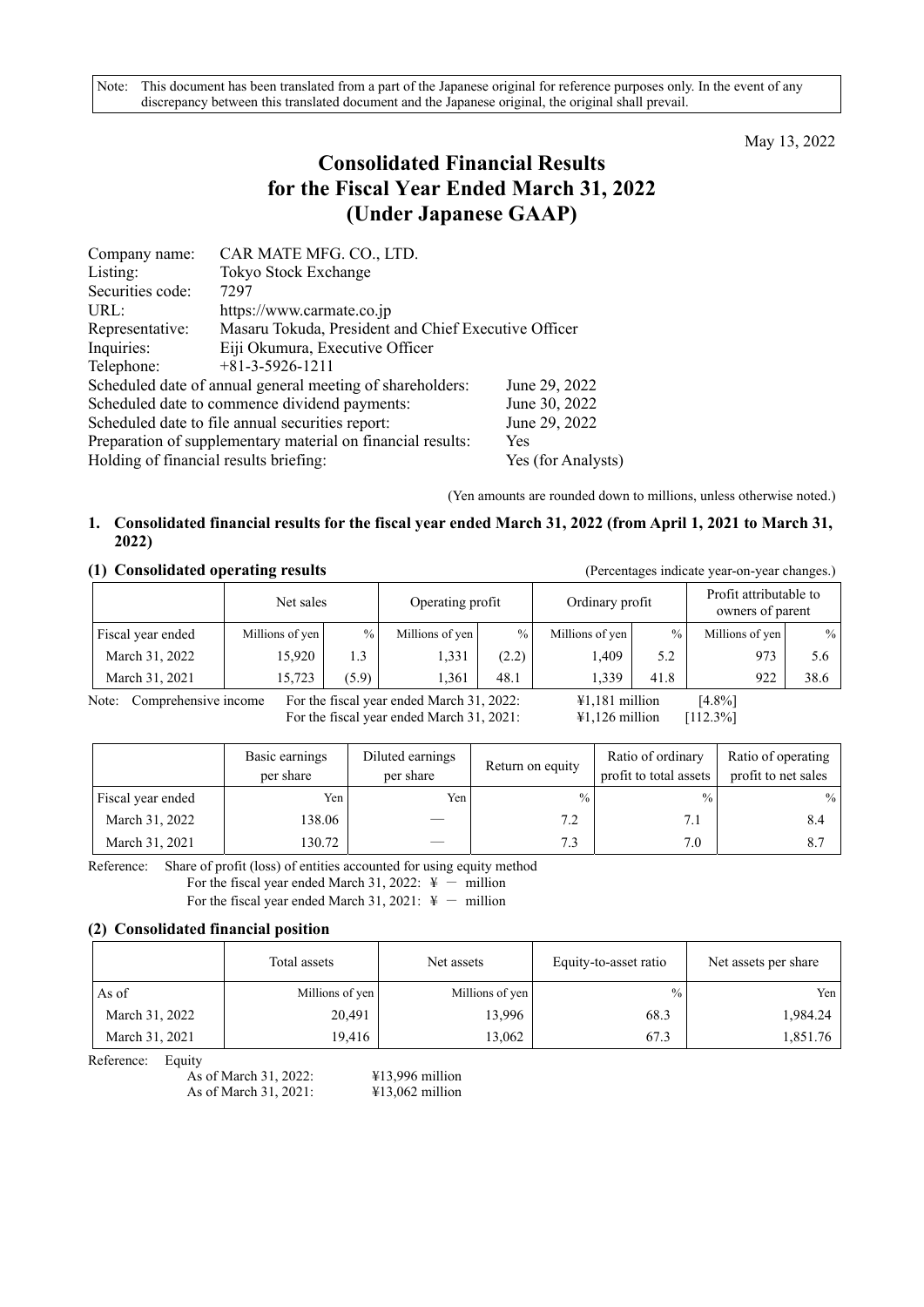Note: This document has been translated from a part of the Japanese original for reference purposes only. In the event of any discrepancy between this translated document and the Japanese original, the original shall prevail.

May 13, 2022

# Consolidated Financial Results for the Fiscal Year Ended March 31, 2022 (Under Japanese GAAP)

| | |
|---|---|
| Company name: | CAR MATE MFG. CO., LTD. |
| Listing: | Tokyo Stock Exchange |
| Securities code: | 7297 |
| URL: | https://www.carmate.co.jp |
| Representative: | Masaru Tokuda, President and Chief Executive Officer |
| Inquiries: | Eiji Okumura, Executive Officer |
| Telephone: | +81-3-5926-1211 |

| | |
|---|---|
| Scheduled date of annual general meeting of shareholders: | June 29, 2022 |
| Scheduled date to commence dividend payments: | June 30, 2022 |
| Scheduled date to file annual securities report: | June 29, 2022 |
| Preparation of supplementary material on financial results: | Yes |
| Holding of financial results briefing: | Yes (for Analysts) |

(Yen amounts are rounded down to millions, unless otherwise noted.)

## 1. Consolidated financial results for the fiscal year ended March 31, 2022 (from April 1, 2021 to March 31, 2022)

### (1) Consolidated operating results

(Percentages indicate year-on-year changes.)

| | Net sales | | Operating profit | | Ordinary profit | | Profit attributable to owners of parent | |
|---|---|---|---|---|---|---|---|---|
| Fiscal year ended | Millions of yen | % | Millions of yen | % | Millions of yen | % | Millions of yen | % |
| March 31, 2022 | 15,920 | 1.3 | 1,331 | (2.2) | 1,409 | 5.2 | 973 | 5.6 |
| March 31, 2021 | 15,723 | (5.9) | 1,361 | 48.1 | 1,339 | 41.8 | 922 | 38.6 |

Note: Comprehensive income For the fiscal year ended March 31, 2022: ¥1,181 million [4.8%]
For the fiscal year ended March 31, 2021: ¥1,126 million [112.3%]

| | Basic earnings per share | Diluted earnings per share | Return on equity | Ratio of ordinary profit to total assets | Ratio of operating profit to net sales |
|---|---|---|---|---|---|
| Fiscal year ended | Yen | Yen | % | % | % |
| March 31, 2022 | 138.06 | — | 7.2 | 7.1 | 8.4 |
| March 31, 2021 | 130.72 | — | 7.3 | 7.0 | 8.7 |

Reference: Share of profit (loss) of entities accounted for using equity method
For the fiscal year ended March 31, 2022: ¥ － million
For the fiscal year ended March 31, 2021: ¥ － million

### (2) Consolidated financial position

| | Total assets | Net assets | Equity-to-asset ratio | Net assets per share |
|---|---|---|---|---|
| As of | Millions of yen | Millions of yen | % | Yen |
| March 31, 2022 | 20,491 | 13,996 | 68.3 | 1,984.24 |
| March 31, 2021 | 19,416 | 13,062 | 67.3 | 1,851.76 |

Reference: Equity
As of March 31, 2022: ¥13,996 million
As of March 31, 2021: ¥13,062 million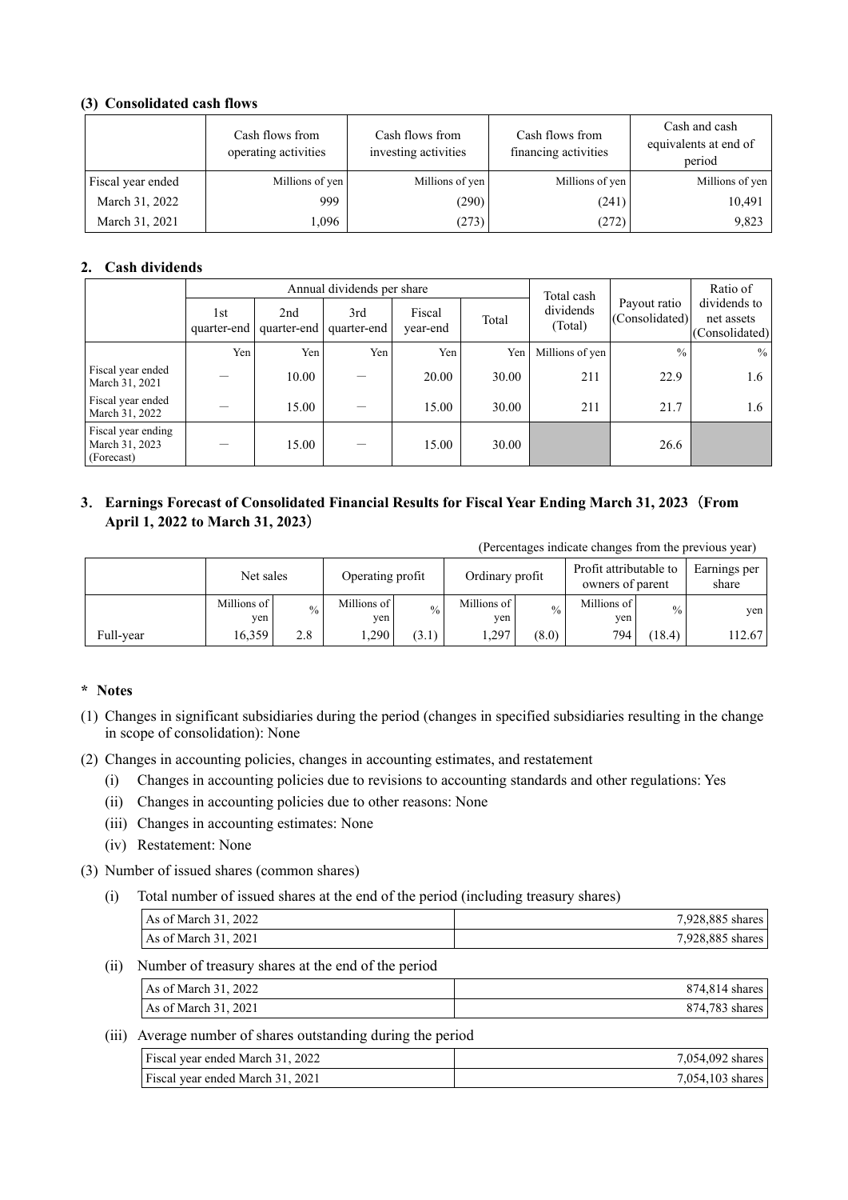### (3) Consolidated cash flows

| | Cash flows from operating activities | Cash flows from investing activities | Cash flows from financing activities | Cash and cash equivalents at end of period |
|---|---|---|---|---|
| Fiscal year ended | Millions of yen | Millions of yen | Millions of yen | Millions of yen |
| March 31, 2022 | 999 | (290) | (241) | 10,491 |
| March 31, 2021 | 1,096 | (273) | (272) | 9,823 |

## 2. Cash dividends

| | Annual dividends per share | | | | | Total cash dividends (Total) | Payout ratio (Consolidated) | Ratio of dividends to net assets (Consolidated) |
|---|---|---|---|---|---|---|---|---|
| | 1st quarter-end | 2nd quarter-end | 3rd quarter-end | Fiscal year-end | Total | | | |
| | Yen | Yen | Yen | Yen | Yen | Millions of yen | % | % |
| Fiscal year ended March 31, 2021 | – | 10.00 | – | 20.00 | 30.00 | 211 | 22.9 | 1.6 |
| Fiscal year ended March 31, 2022 | – | 15.00 | – | 15.00 | 30.00 | 211 | 21.7 | 1.6 |
| Fiscal year ending March 31, 2023 (Forecast) | – | 15.00 | – | 15.00 | 30.00 | | 26.6 | |

## 3. Earnings Forecast of Consolidated Financial Results for Fiscal Year Ending March 31, 2023（From April 1, 2022 to March 31, 2023）

(Percentages indicate changes from the previous year)

| | Net sales | | Operating profit | | Ordinary profit | | Profit attributable to owners of parent | | Earnings per share |
|---|---|---|---|---|---|---|---|---|---|
| | Millions of yen | % | Millions of yen | % | Millions of yen | % | Millions of yen | % | yen |
| Full-year | 16,359 | 2.8 | 1,290 | (3.1) | 1,297 | (8.0) | 794 | (18.4) | 112.67 |

**\* Notes**

(1) Changes in significant subsidiaries during the period (changes in specified subsidiaries resulting in the change in scope of consolidation): None

(2) Changes in accounting policies, changes in accounting estimates, and restatement

- (i) Changes in accounting policies due to revisions to accounting standards and other regulations: Yes
- (ii) Changes in accounting policies due to other reasons: None
- (iii) Changes in accounting estimates: None
- (iv) Restatement: None

(3) Number of issued shares (common shares)

(i) Total number of issued shares at the end of the period (including treasury shares)

| | |
|---|---|
| As of March 31, 2022 | 7,928,885 shares |
| As of March 31, 2021 | 7,928,885 shares |

(ii) Number of treasury shares at the end of the period

| | |
|---|---|
| As of March 31, 2022 | 874,814 shares |
| As of March 31, 2021 | 874,783 shares |

(iii) Average number of shares outstanding during the period

| | |
|---|---|
| Fiscal year ended March 31, 2022 | 7,054,092 shares |
| Fiscal year ended March 31, 2021 | 7,054,103 shares |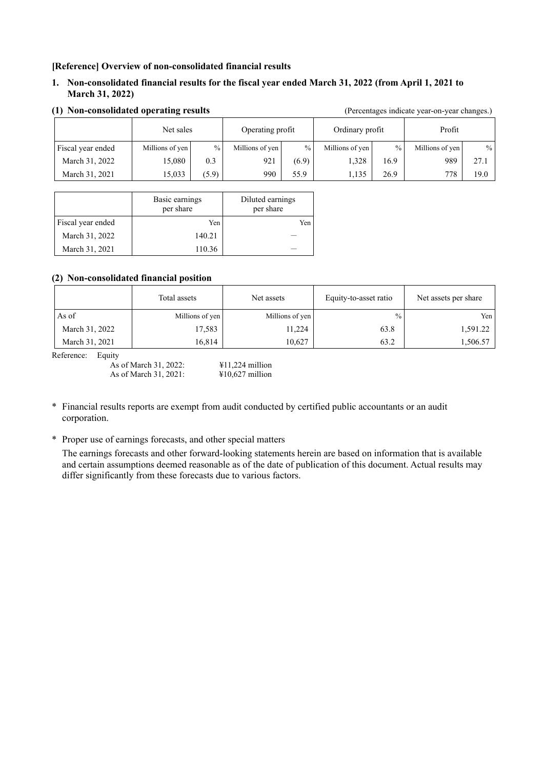**[Reference] Overview of non-consolidated financial results**

**1. Non-consolidated financial results for the fiscal year ended March 31, 2022 (from April 1, 2021 to March 31, 2022)**

**(1) Non-consolidated operating results** (Percentages indicate year-on-year changes.)

| | Net sales | | Operating profit | | Ordinary profit | | Profit | |
|---|---|---|---|---|---|---|---|---|
| Fiscal year ended | Millions of yen | % | Millions of yen | % | Millions of yen | % | Millions of yen | % |
| March 31, 2022 | 15,080 | 0.3 | 921 | (6.9) | 1,328 | 16.9 | 989 | 27.1 |
| March 31, 2021 | 15,033 | (5.9) | 990 | 55.9 | 1,135 | 26.9 | 778 | 19.0 |

| | Basic earnings per share | Diluted earnings per share |
|---|---|---|
| Fiscal year ended | Yen | Yen |
| March 31, 2022 | 140.21 | — |
| March 31, 2021 | 110.36 | — |

**(2) Non-consolidated financial position**

| | Total assets | Net assets | Equity-to-asset ratio | Net assets per share |
|---|---|---|---|---|
| As of | Millions of yen | Millions of yen | % | Yen |
| March 31, 2022 | 17,583 | 11,224 | 63.8 | 1,591.22 |
| March 31, 2021 | 16,814 | 10,627 | 63.2 | 1,506.57 |

Reference: Equity
As of March 31, 2022: ¥11,224 million
As of March 31, 2021: ¥10,627 million

* Financial results reports are exempt from audit conducted by certified public accountants or an audit corporation.

* Proper use of earnings forecasts, and other special matters

The earnings forecasts and other forward-looking statements herein are based on information that is available and certain assumptions deemed reasonable as of the date of publication of this document. Actual results may differ significantly from these forecasts due to various factors.